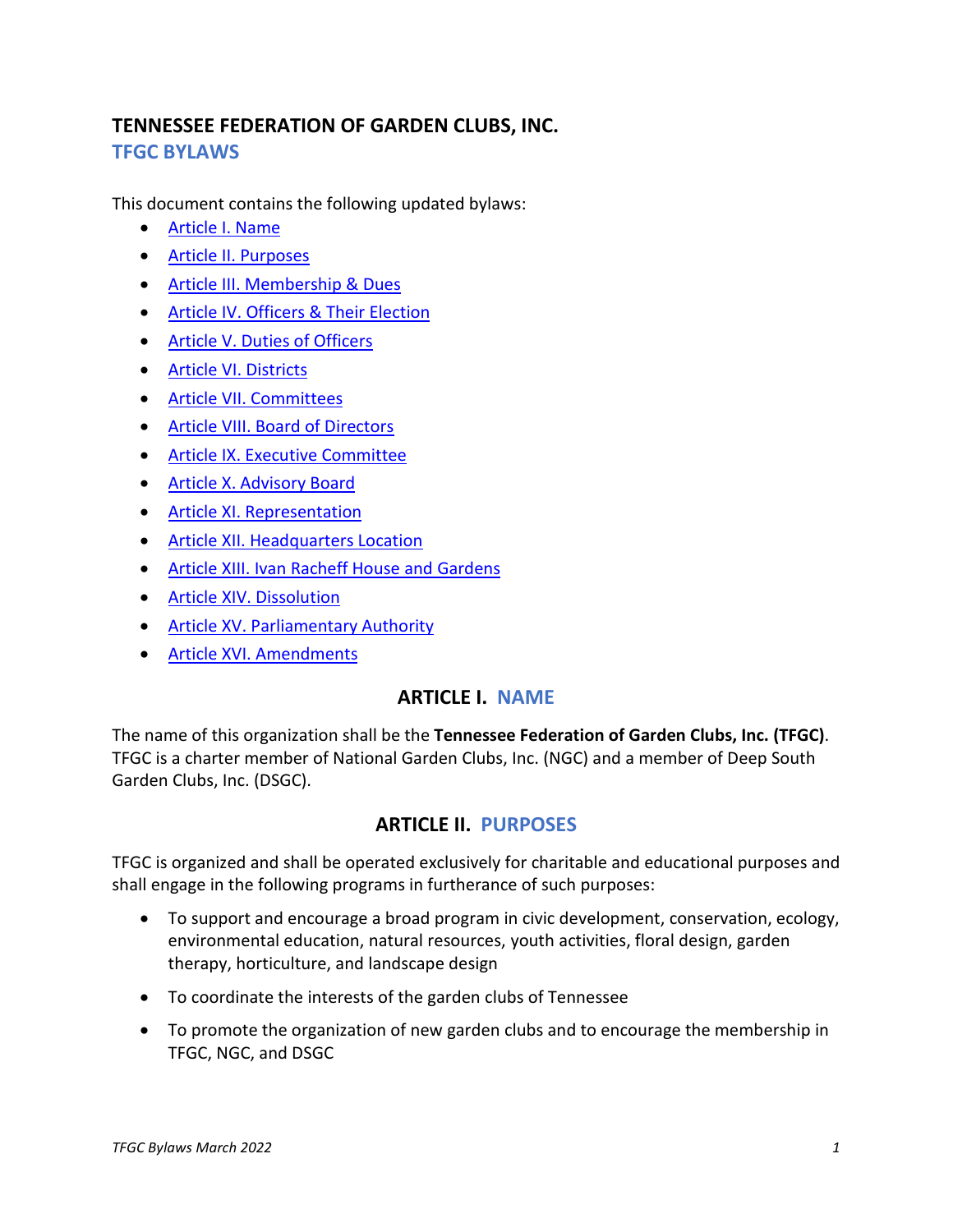# TENNESSEE FEDERATION OF GARDEN CLUBS, INC.

## TFGC BYLAWS

This document contains the following updated bylaws:

- Article I. Name
- Article II. Purposes
- Article III. Membership & Dues
- Article IV. Officers & Their Election
- Article V. Duties of Officers
- Article VI. Districts
- Article VII. Committees
- Article VIII. Board of Directors
- Article IX. Executive Committee
- Article X. Advisory Board
- Article XI. Representation
- Article XII. Headquarters Location
- Article XIII. Ivan Racheff House and Gardens
- Article XIV. Dissolution
- Article XV. Parliamentary Authority
- Article XVI. Amendments

## ARTICLE I. NAME

The name of this organization shall be the **Tennessee Federation of Garden Clubs, Inc. (TFGC)**. TFGC is a charter member of National Garden Clubs, Inc. (NGC) and a member of Deep South Garden Clubs, Inc. (DSGC).

## ARTICLE II. PURPOSES

TFGC is organized and shall be operated exclusively for charitable and educational purposes and shall engage in the following programs in furtherance of such purposes:

- To support and encourage a broad program in civic development, conservation, ecology, environmental education, natural resources, youth activities, floral design, garden therapy, horticulture, and landscape design
- To coordinate the interests of the garden clubs of Tennessee
- To promote the organization of new garden clubs and to encourage the membership in TFGC, NGC, and DSGC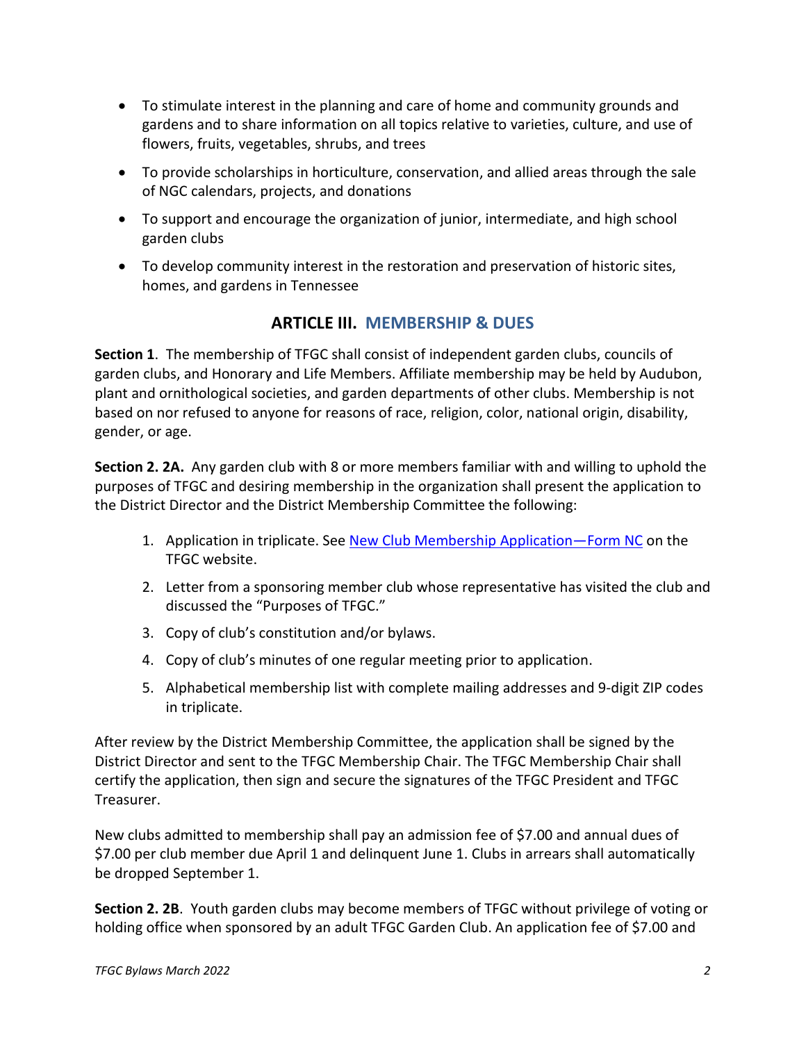- To stimulate interest in the planning and care of home and community grounds and gardens and to share information on all topics relative to varieties, culture, and use of flowers, fruits, vegetables, shrubs, and trees
- To provide scholarships in horticulture, conservation, and allied areas through the sale of NGC calendars, projects, and donations
- To support and encourage the organization of junior, intermediate, and high school garden clubs
- To develop community interest in the restoration and preservation of historic sites, homes, and gardens in Tennessee

## ARTICLE III. MEMBERSHIP & DUES

**Section 1**. The membership of TFGC shall consist of independent garden clubs, councils of garden clubs, and Honorary and Life Members. Affiliate membership may be held by Audubon, plant and ornithological societies, and garden departments of other clubs. Membership is not based on nor refused to anyone for reasons of race, religion, color, national origin, disability, gender, or age.

**Section 2. 2A.** Any garden club with 8 or more members familiar with and willing to uphold the purposes of TFGC and desiring membership in the organization shall present the application to the District Director and the District Membership Committee the following:

1. Application in triplicate. See New Club Membership Application—Form NC on the TFGC website.
2. Letter from a sponsoring member club whose representative has visited the club and discussed the "Purposes of TFGC."
3. Copy of club's constitution and/or bylaws.
4. Copy of club's minutes of one regular meeting prior to application.
5. Alphabetical membership list with complete mailing addresses and 9-digit ZIP codes in triplicate.

After review by the District Membership Committee, the application shall be signed by the District Director and sent to the TFGC Membership Chair. The TFGC Membership Chair shall certify the application, then sign and secure the signatures of the TFGC President and TFGC Treasurer.

New clubs admitted to membership shall pay an admission fee of $7.00 and annual dues of $7.00 per club member due April 1 and delinquent June 1. Clubs in arrears shall automatically be dropped September 1.

**Section 2. 2B**. Youth garden clubs may become members of TFGC without privilege of voting or holding office when sponsored by an adult TFGC Garden Club. An application fee of $7.00 and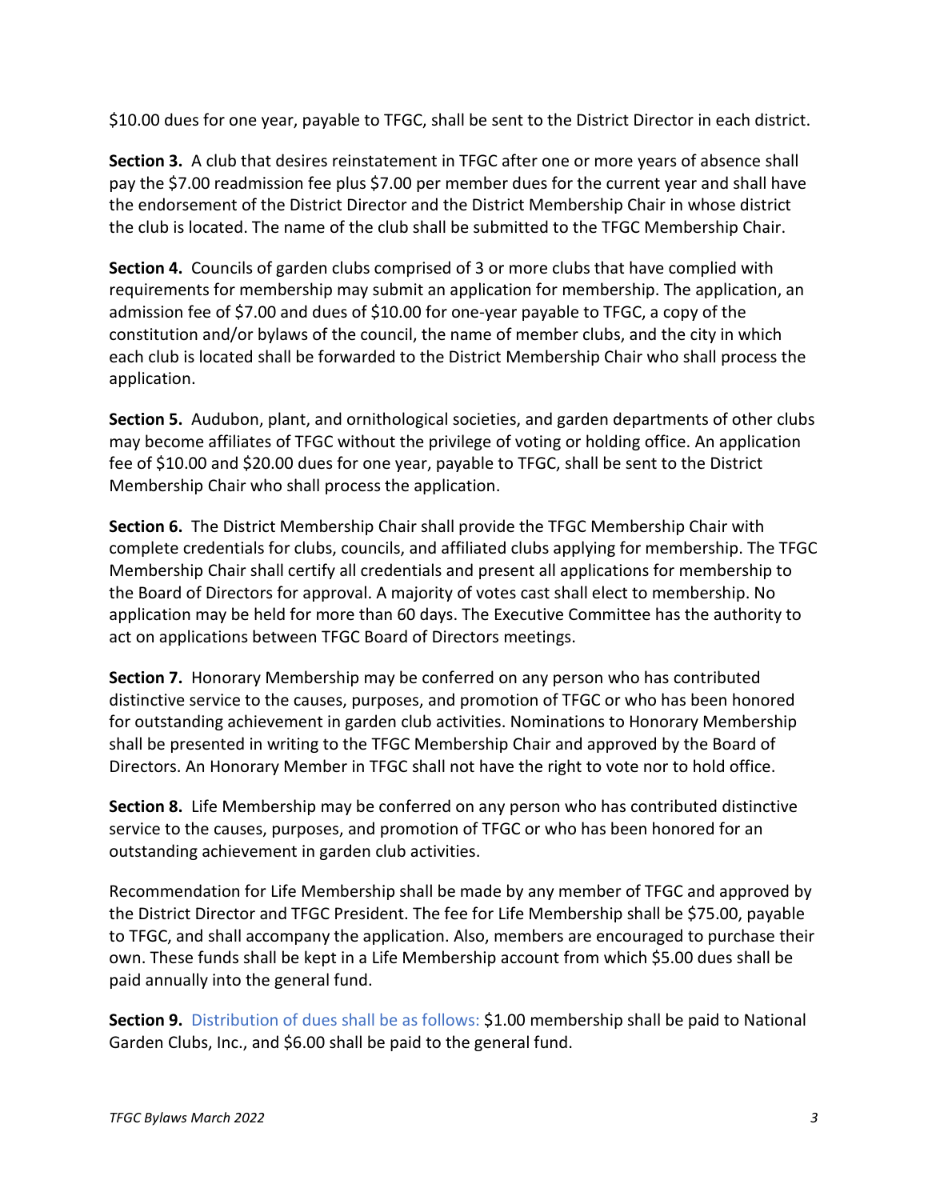$10.00 dues for one year, payable to TFGC, shall be sent to the District Director in each district.

**Section 3.** A club that desires reinstatement in TFGC after one or more years of absence shall pay the $7.00 readmission fee plus $7.00 per member dues for the current year and shall have the endorsement of the District Director and the District Membership Chair in whose district the club is located. The name of the club shall be submitted to the TFGC Membership Chair.

**Section 4.** Councils of garden clubs comprised of 3 or more clubs that have complied with requirements for membership may submit an application for membership. The application, an admission fee of $7.00 and dues of $10.00 for one-year payable to TFGC, a copy of the constitution and/or bylaws of the council, the name of member clubs, and the city in which each club is located shall be forwarded to the District Membership Chair who shall process the application.

**Section 5.** Audubon, plant, and ornithological societies, and garden departments of other clubs may become affiliates of TFGC without the privilege of voting or holding office. An application fee of $10.00 and $20.00 dues for one year, payable to TFGC, shall be sent to the District Membership Chair who shall process the application.

**Section 6.** The District Membership Chair shall provide the TFGC Membership Chair with complete credentials for clubs, councils, and affiliated clubs applying for membership. The TFGC Membership Chair shall certify all credentials and present all applications for membership to the Board of Directors for approval. A majority of votes cast shall elect to membership. No application may be held for more than 60 days. The Executive Committee has the authority to act on applications between TFGC Board of Directors meetings.

**Section 7.** Honorary Membership may be conferred on any person who has contributed distinctive service to the causes, purposes, and promotion of TFGC or who has been honored for outstanding achievement in garden club activities. Nominations to Honorary Membership shall be presented in writing to the TFGC Membership Chair and approved by the Board of Directors. An Honorary Member in TFGC shall not have the right to vote nor to hold office.

**Section 8.** Life Membership may be conferred on any person who has contributed distinctive service to the causes, purposes, and promotion of TFGC or who has been honored for an outstanding achievement in garden club activities.

Recommendation for Life Membership shall be made by any member of TFGC and approved by the District Director and TFGC President. The fee for Life Membership shall be $75.00, payable to TFGC, and shall accompany the application. Also, members are encouraged to purchase their own. These funds shall be kept in a Life Membership account from which $5.00 dues shall be paid annually into the general fund.

**Section 9.** Distribution of dues shall be as follows: $1.00 membership shall be paid to National Garden Clubs, Inc., and $6.00 shall be paid to the general fund.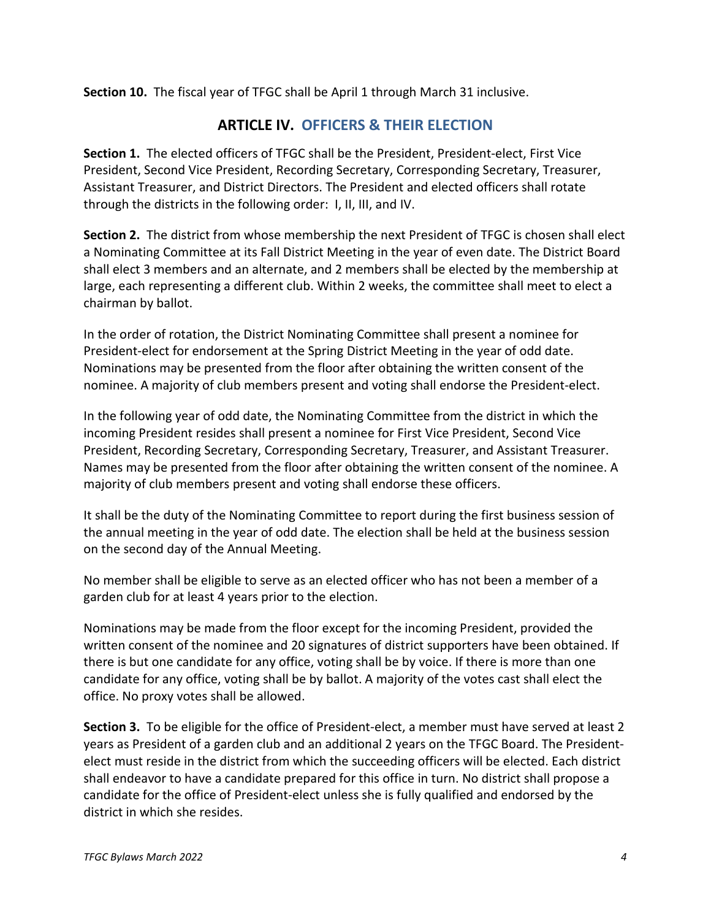**Section 10.** The fiscal year of TFGC shall be April 1 through March 31 inclusive.

## ARTICLE IV. OFFICERS & THEIR ELECTION

**Section 1.** The elected officers of TFGC shall be the President, President-elect, First Vice President, Second Vice President, Recording Secretary, Corresponding Secretary, Treasurer, Assistant Treasurer, and District Directors. The President and elected officers shall rotate through the districts in the following order: I, II, III, and IV.

**Section 2.** The district from whose membership the next President of TFGC is chosen shall elect a Nominating Committee at its Fall District Meeting in the year of even date. The District Board shall elect 3 members and an alternate, and 2 members shall be elected by the membership at large, each representing a different club. Within 2 weeks, the committee shall meet to elect a chairman by ballot.

In the order of rotation, the District Nominating Committee shall present a nominee for President-elect for endorsement at the Spring District Meeting in the year of odd date. Nominations may be presented from the floor after obtaining the written consent of the nominee. A majority of club members present and voting shall endorse the President-elect.

In the following year of odd date, the Nominating Committee from the district in which the incoming President resides shall present a nominee for First Vice President, Second Vice President, Recording Secretary, Corresponding Secretary, Treasurer, and Assistant Treasurer. Names may be presented from the floor after obtaining the written consent of the nominee. A majority of club members present and voting shall endorse these officers.

It shall be the duty of the Nominating Committee to report during the first business session of the annual meeting in the year of odd date. The election shall be held at the business session on the second day of the Annual Meeting.

No member shall be eligible to serve as an elected officer who has not been a member of a garden club for at least 4 years prior to the election.

Nominations may be made from the floor except for the incoming President, provided the written consent of the nominee and 20 signatures of district supporters have been obtained. If there is but one candidate for any office, voting shall be by voice. If there is more than one candidate for any office, voting shall be by ballot. A majority of the votes cast shall elect the office. No proxy votes shall be allowed.

**Section 3.** To be eligible for the office of President-elect, a member must have served at least 2 years as President of a garden club and an additional 2 years on the TFGC Board. The President-elect must reside in the district from which the succeeding officers will be elected. Each district shall endeavor to have a candidate prepared for this office in turn. No district shall propose a candidate for the office of President-elect unless she is fully qualified and endorsed by the district in which she resides.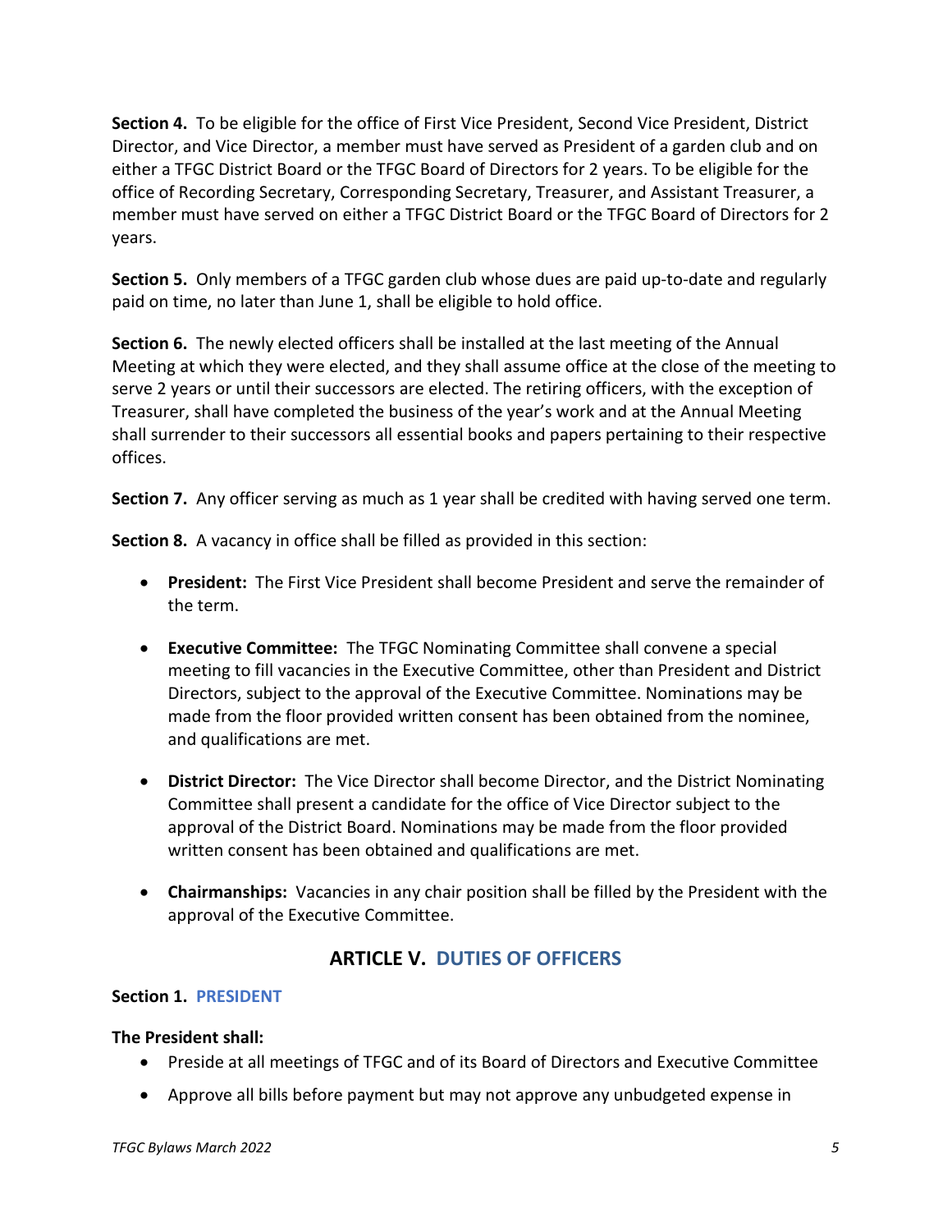**Section 4.** To be eligible for the office of First Vice President, Second Vice President, District Director, and Vice Director, a member must have served as President of a garden club and on either a TFGC District Board or the TFGC Board of Directors for 2 years. To be eligible for the office of Recording Secretary, Corresponding Secretary, Treasurer, and Assistant Treasurer, a member must have served on either a TFGC District Board or the TFGC Board of Directors for 2 years.

**Section 5.** Only members of a TFGC garden club whose dues are paid up-to-date and regularly paid on time, no later than June 1, shall be eligible to hold office.

**Section 6.** The newly elected officers shall be installed at the last meeting of the Annual Meeting at which they were elected, and they shall assume office at the close of the meeting to serve 2 years or until their successors are elected. The retiring officers, with the exception of Treasurer, shall have completed the business of the year's work and at the Annual Meeting shall surrender to their successors all essential books and papers pertaining to their respective offices.

**Section 7.** Any officer serving as much as 1 year shall be credited with having served one term.

**Section 8.** A vacancy in office shall be filled as provided in this section:

- **President:** The First Vice President shall become President and serve the remainder of the term.
- **Executive Committee:** The TFGC Nominating Committee shall convene a special meeting to fill vacancies in the Executive Committee, other than President and District Directors, subject to the approval of the Executive Committee. Nominations may be made from the floor provided written consent has been obtained from the nominee, and qualifications are met.
- **District Director:** The Vice Director shall become Director, and the District Nominating Committee shall present a candidate for the office of Vice Director subject to the approval of the District Board. Nominations may be made from the floor provided written consent has been obtained and qualifications are met.
- **Chairmanships:** Vacancies in any chair position shall be filled by the President with the approval of the Executive Committee.

## ARTICLE V. DUTIES OF OFFICERS

**Section 1. PRESIDENT**

**The President shall:**

- Preside at all meetings of TFGC and of its Board of Directors and Executive Committee
- Approve all bills before payment but may not approve any unbudgeted expense in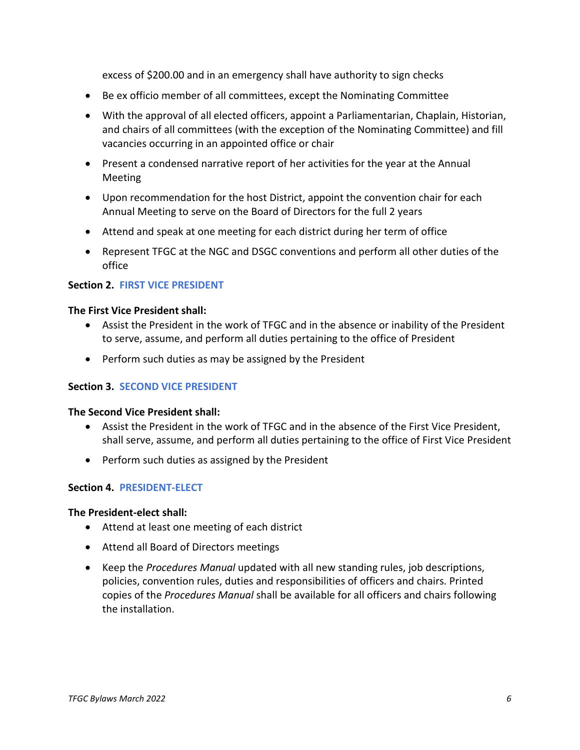excess of $200.00 and in an emergency shall have authority to sign checks

- Be ex officio member of all committees, except the Nominating Committee
- With the approval of all elected officers, appoint a Parliamentarian, Chaplain, Historian, and chairs of all committees (with the exception of the Nominating Committee) and fill vacancies occurring in an appointed office or chair
- Present a condensed narrative report of her activities for the year at the Annual Meeting
- Upon recommendation for the host District, appoint the convention chair for each Annual Meeting to serve on the Board of Directors for the full 2 years
- Attend and speak at one meeting for each district during her term of office
- Represent TFGC at the NGC and DSGC conventions and perform all other duties of the office

**Section 2. FIRST VICE PRESIDENT**

**The First Vice President shall:**

- Assist the President in the work of TFGC and in the absence or inability of the President to serve, assume, and perform all duties pertaining to the office of President
- Perform such duties as may be assigned by the President

**Section 3. SECOND VICE PRESIDENT**

**The Second Vice President shall:**

- Assist the President in the work of TFGC and in the absence of the First Vice President, shall serve, assume, and perform all duties pertaining to the office of First Vice President
- Perform such duties as assigned by the President

**Section 4. PRESIDENT-ELECT**

**The President-elect shall:**

- Attend at least one meeting of each district
- Attend all Board of Directors meetings
- Keep the *Procedures Manual* updated with all new standing rules, job descriptions, policies, convention rules, duties and responsibilities of officers and chairs. Printed copies of the *Procedures Manual* shall be available for all officers and chairs following the installation.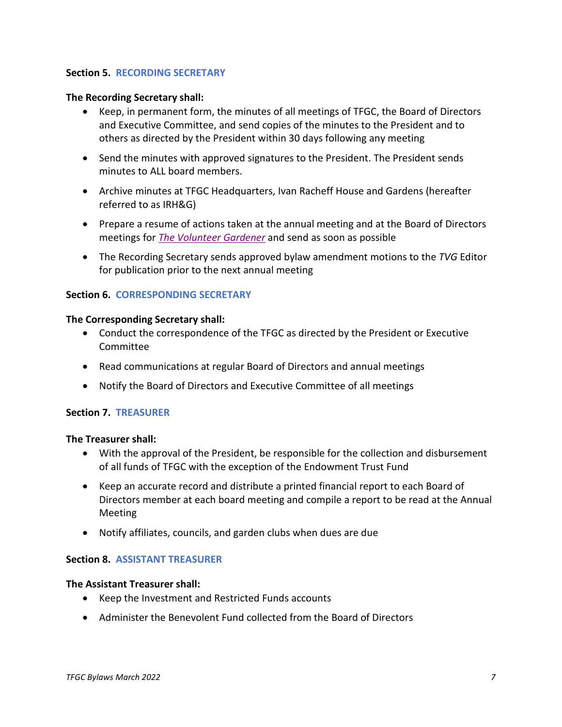### Section 5. RECORDING SECRETARY

**The Recording Secretary shall:**

- Keep, in permanent form, the minutes of all meetings of TFGC, the Board of Directors and Executive Committee, and send copies of the minutes to the President and to others as directed by the President within 30 days following any meeting
- Send the minutes with approved signatures to the President. The President sends minutes to ALL board members.
- Archive minutes at TFGC Headquarters, Ivan Racheff House and Gardens (hereafter referred to as IRH&G)
- Prepare a resume of actions taken at the annual meeting and at the Board of Directors meetings for *The Volunteer Gardener* and send as soon as possible
- The Recording Secretary sends approved bylaw amendment motions to the *TVG* Editor for publication prior to the next annual meeting

### Section 6. CORRESPONDING SECRETARY

**The Corresponding Secretary shall:**

- Conduct the correspondence of the TFGC as directed by the President or Executive Committee
- Read communications at regular Board of Directors and annual meetings
- Notify the Board of Directors and Executive Committee of all meetings

### Section 7. TREASURER

**The Treasurer shall:**

- With the approval of the President, be responsible for the collection and disbursement of all funds of TFGC with the exception of the Endowment Trust Fund
- Keep an accurate record and distribute a printed financial report to each Board of Directors member at each board meeting and compile a report to be read at the Annual Meeting
- Notify affiliates, councils, and garden clubs when dues are due

### Section 8. ASSISTANT TREASURER

**The Assistant Treasurer shall:**

- Keep the Investment and Restricted Funds accounts
- Administer the Benevolent Fund collected from the Board of Directors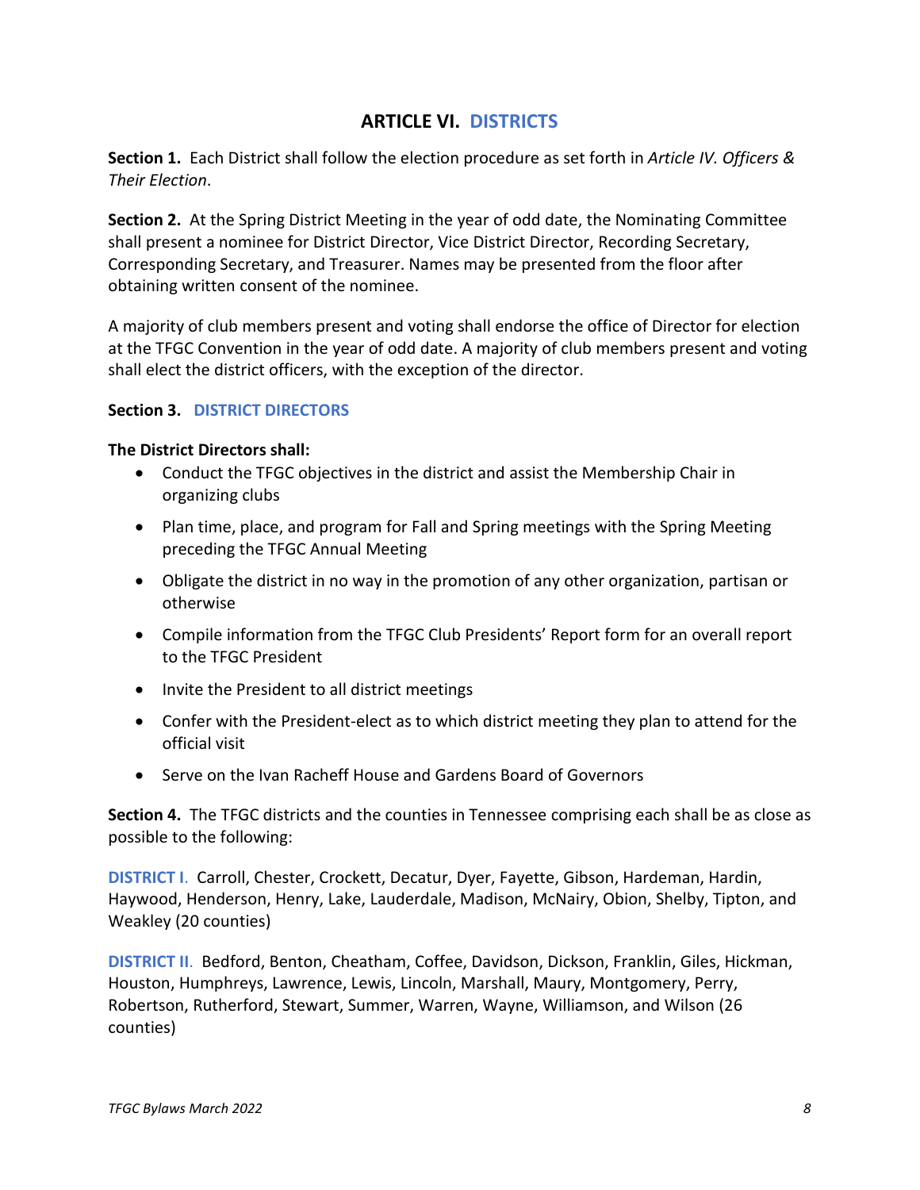## ARTICLE VI. DISTRICTS

**Section 1.** Each District shall follow the election procedure as set forth in *Article IV. Officers & Their Election*.

**Section 2.** At the Spring District Meeting in the year of odd date, the Nominating Committee shall present a nominee for District Director, Vice District Director, Recording Secretary, Corresponding Secretary, and Treasurer. Names may be presented from the floor after obtaining written consent of the nominee.

A majority of club members present and voting shall endorse the office of Director for election at the TFGC Convention in the year of odd date. A majority of club members present and voting shall elect the district officers, with the exception of the director.

**Section 3. DISTRICT DIRECTORS**

**The District Directors shall:**

- Conduct the TFGC objectives in the district and assist the Membership Chair in organizing clubs
- Plan time, place, and program for Fall and Spring meetings with the Spring Meeting preceding the TFGC Annual Meeting
- Obligate the district in no way in the promotion of any other organization, partisan or otherwise
- Compile information from the TFGC Club Presidents' Report form for an overall report to the TFGC President
- Invite the President to all district meetings
- Confer with the President-elect as to which district meeting they plan to attend for the official visit
- Serve on the Ivan Racheff House and Gardens Board of Governors

**Section 4.** The TFGC districts and the counties in Tennessee comprising each shall be as close as possible to the following:

**DISTRICT I.** Carroll, Chester, Crockett, Decatur, Dyer, Fayette, Gibson, Hardeman, Hardin, Haywood, Henderson, Henry, Lake, Lauderdale, Madison, McNairy, Obion, Shelby, Tipton, and Weakley (20 counties)

**DISTRICT II.** Bedford, Benton, Cheatham, Coffee, Davidson, Dickson, Franklin, Giles, Hickman, Houston, Humphreys, Lawrence, Lewis, Lincoln, Marshall, Maury, Montgomery, Perry, Robertson, Rutherford, Stewart, Summer, Warren, Wayne, Williamson, and Wilson (26 counties)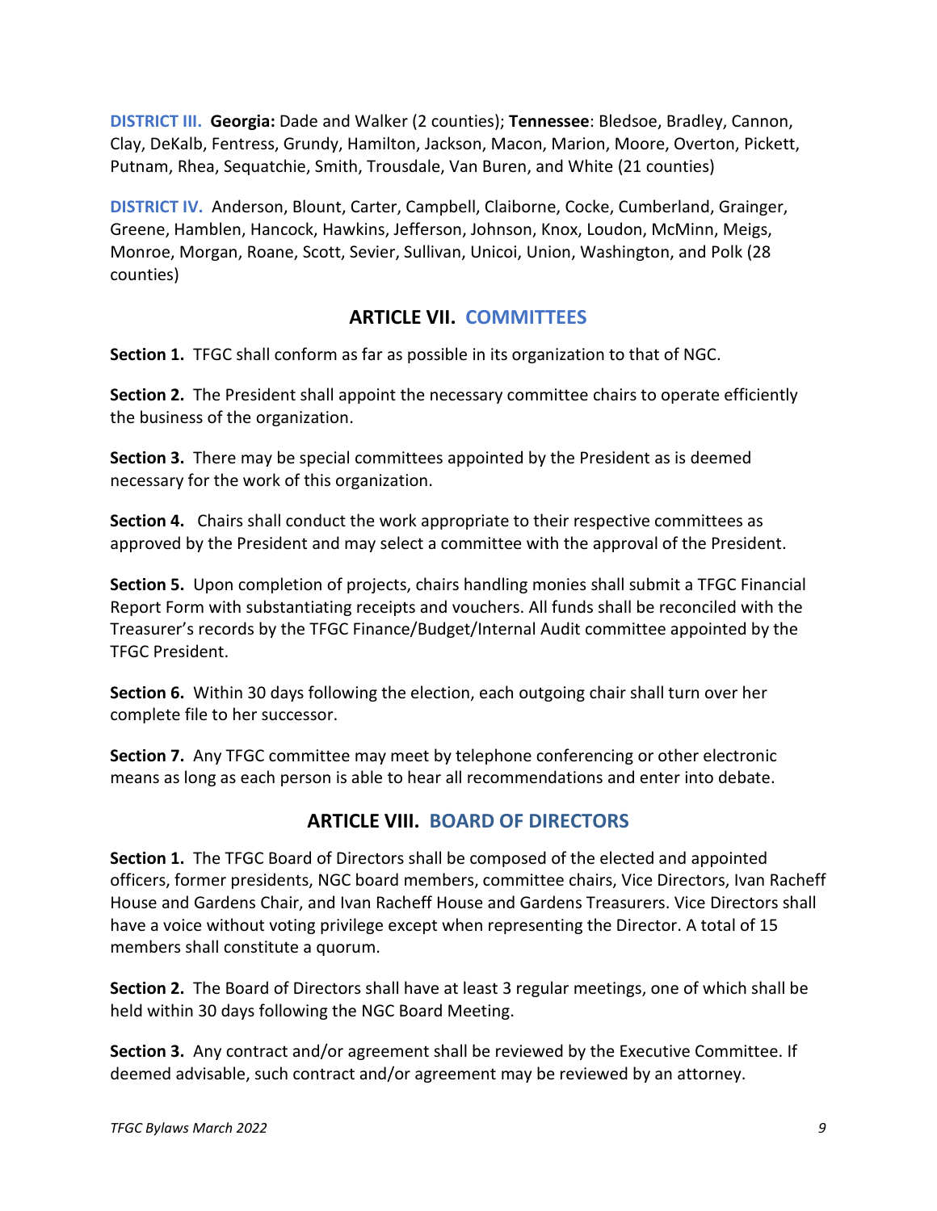**DISTRICT III.** **Georgia:** Dade and Walker (2 counties); **Tennessee**: Bledsoe, Bradley, Cannon, Clay, DeKalb, Fentress, Grundy, Hamilton, Jackson, Macon, Marion, Moore, Overton, Pickett, Putnam, Rhea, Sequatchie, Smith, Trousdale, Van Buren, and White (21 counties)

**DISTRICT IV.** Anderson, Blount, Carter, Campbell, Claiborne, Cocke, Cumberland, Grainger, Greene, Hamblen, Hancock, Hawkins, Jefferson, Johnson, Knox, Loudon, McMinn, Meigs, Monroe, Morgan, Roane, Scott, Sevier, Sullivan, Unicoi, Union, Washington, and Polk (28 counties)

## ARTICLE VII. COMMITTEES

**Section 1.** TFGC shall conform as far as possible in its organization to that of NGC.

**Section 2.** The President shall appoint the necessary committee chairs to operate efficiently the business of the organization.

**Section 3.** There may be special committees appointed by the President as is deemed necessary for the work of this organization.

**Section 4.** Chairs shall conduct the work appropriate to their respective committees as approved by the President and may select a committee with the approval of the President.

**Section 5.** Upon completion of projects, chairs handling monies shall submit a TFGC Financial Report Form with substantiating receipts and vouchers. All funds shall be reconciled with the Treasurer's records by the TFGC Finance/Budget/Internal Audit committee appointed by the TFGC President.

**Section 6.** Within 30 days following the election, each outgoing chair shall turn over her complete file to her successor.

**Section 7.** Any TFGC committee may meet by telephone conferencing or other electronic means as long as each person is able to hear all recommendations and enter into debate.

## ARTICLE VIII. BOARD OF DIRECTORS

**Section 1.** The TFGC Board of Directors shall be composed of the elected and appointed officers, former presidents, NGC board members, committee chairs, Vice Directors, Ivan Racheff House and Gardens Chair, and Ivan Racheff House and Gardens Treasurers. Vice Directors shall have a voice without voting privilege except when representing the Director. A total of 15 members shall constitute a quorum.

**Section 2.** The Board of Directors shall have at least 3 regular meetings, one of which shall be held within 30 days following the NGC Board Meeting.

**Section 3.** Any contract and/or agreement shall be reviewed by the Executive Committee. If deemed advisable, such contract and/or agreement may be reviewed by an attorney.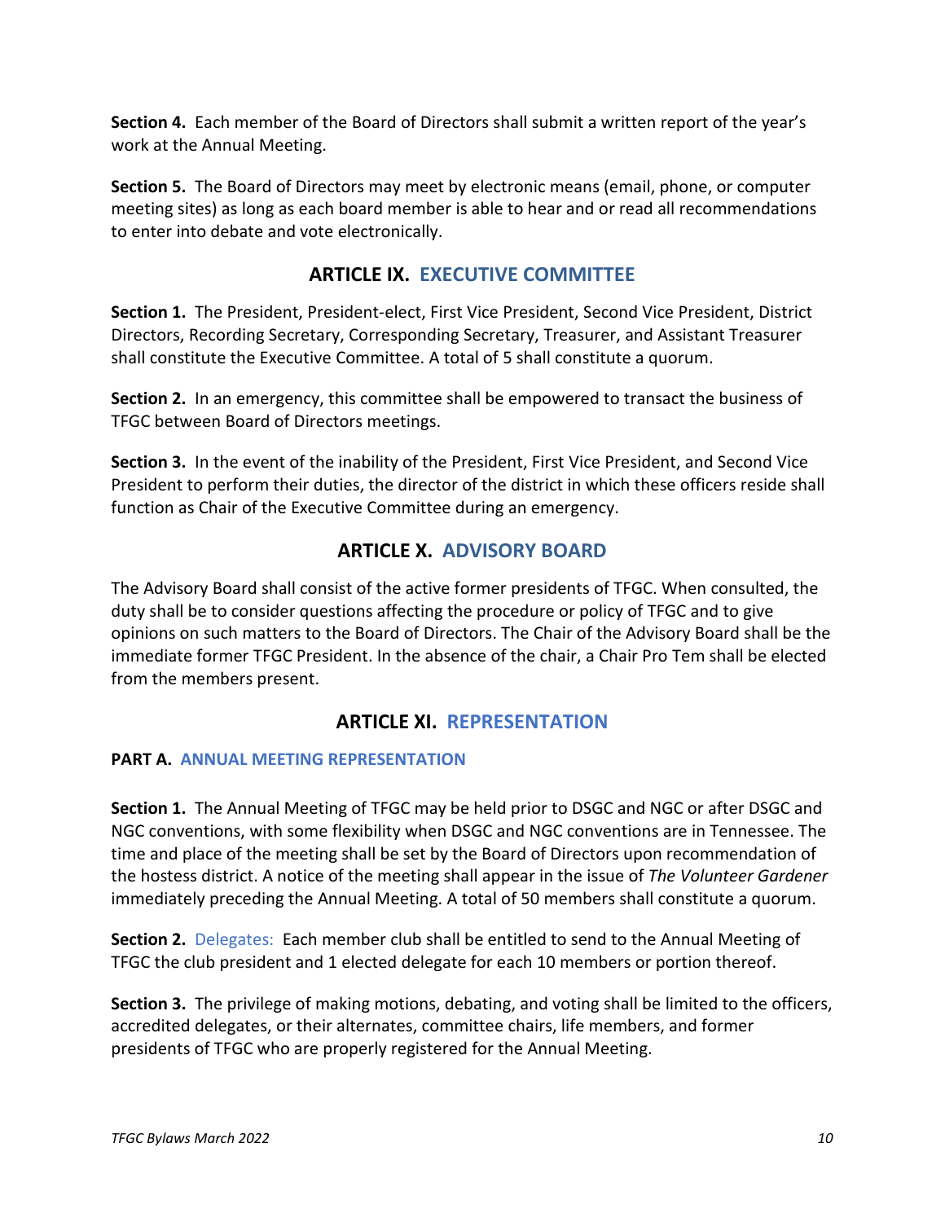**Section 4.** Each member of the Board of Directors shall submit a written report of the year's work at the Annual Meeting.

**Section 5.** The Board of Directors may meet by electronic means (email, phone, or computer meeting sites) as long as each board member is able to hear and or read all recommendations to enter into debate and vote electronically.

## ARTICLE IX. EXECUTIVE COMMITTEE

**Section 1.** The President, President-elect, First Vice President, Second Vice President, District Directors, Recording Secretary, Corresponding Secretary, Treasurer, and Assistant Treasurer shall constitute the Executive Committee. A total of 5 shall constitute a quorum.

**Section 2.** In an emergency, this committee shall be empowered to transact the business of TFGC between Board of Directors meetings.

**Section 3.** In the event of the inability of the President, First Vice President, and Second Vice President to perform their duties, the director of the district in which these officers reside shall function as Chair of the Executive Committee during an emergency.

## ARTICLE X. ADVISORY BOARD

The Advisory Board shall consist of the active former presidents of TFGC. When consulted, the duty shall be to consider questions affecting the procedure or policy of TFGC and to give opinions on such matters to the Board of Directors. The Chair of the Advisory Board shall be the immediate former TFGC President. In the absence of the chair, a Chair Pro Tem shall be elected from the members present.

## ARTICLE XI. REPRESENTATION

### PART A. ANNUAL MEETING REPRESENTATION

**Section 1.** The Annual Meeting of TFGC may be held prior to DSGC and NGC or after DSGC and NGC conventions, with some flexibility when DSGC and NGC conventions are in Tennessee. The time and place of the meeting shall be set by the Board of Directors upon recommendation of the hostess district. A notice of the meeting shall appear in the issue of *The Volunteer Gardener* immediately preceding the Annual Meeting. A total of 50 members shall constitute a quorum.

**Section 2.** Delegates: Each member club shall be entitled to send to the Annual Meeting of TFGC the club president and 1 elected delegate for each 10 members or portion thereof.

**Section 3.** The privilege of making motions, debating, and voting shall be limited to the officers, accredited delegates, or their alternates, committee chairs, life members, and former presidents of TFGC who are properly registered for the Annual Meeting.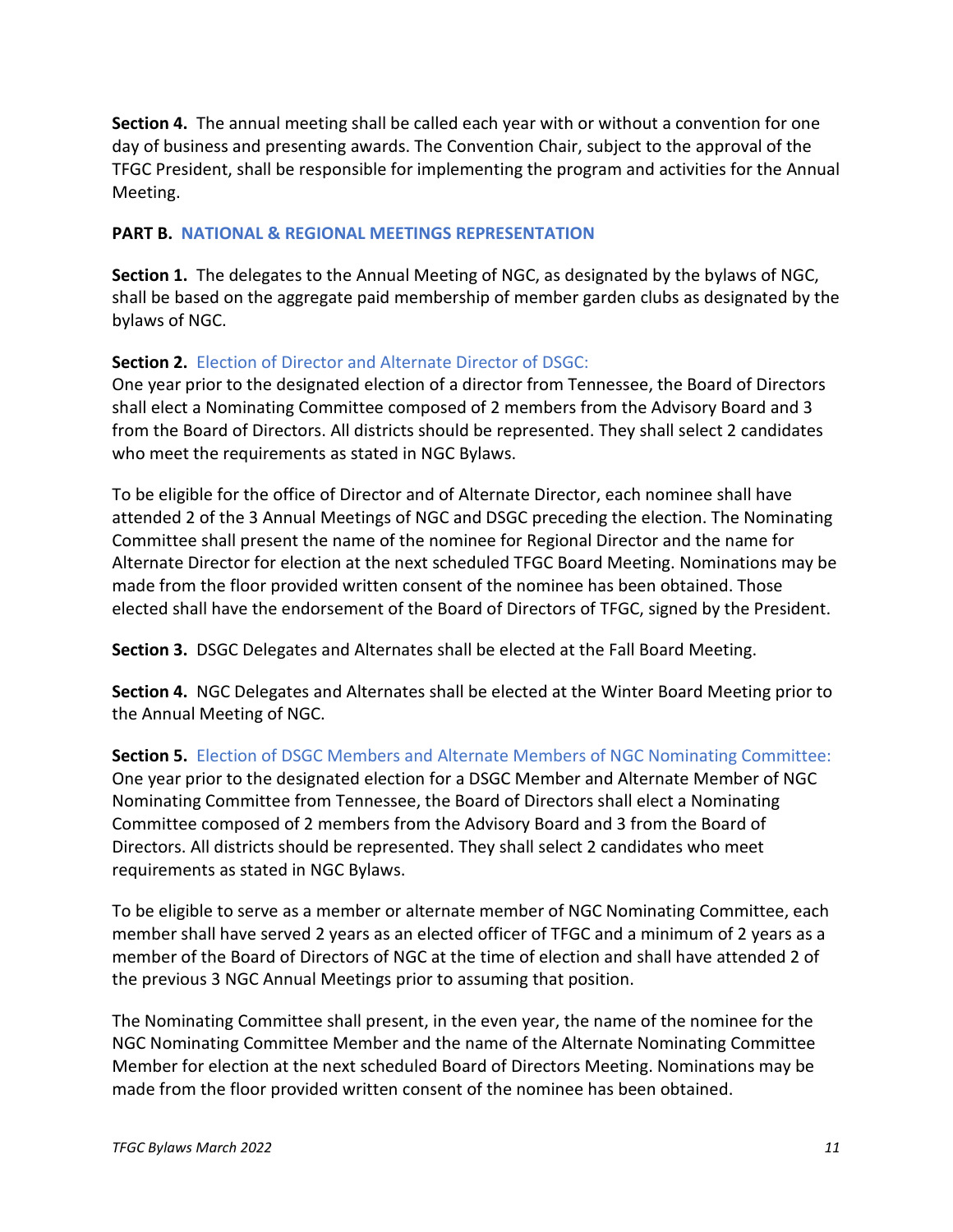**Section 4.** The annual meeting shall be called each year with or without a convention for one day of business and presenting awards. The Convention Chair, subject to the approval of the TFGC President, shall be responsible for implementing the program and activities for the Annual Meeting.

## PART B. NATIONAL & REGIONAL MEETINGS REPRESENTATION

**Section 1.** The delegates to the Annual Meeting of NGC, as designated by the bylaws of NGC, shall be based on the aggregate paid membership of member garden clubs as designated by the bylaws of NGC.

**Section 2.** Election of Director and Alternate Director of DSGC:
One year prior to the designated election of a director from Tennessee, the Board of Directors shall elect a Nominating Committee composed of 2 members from the Advisory Board and 3 from the Board of Directors. All districts should be represented. They shall select 2 candidates who meet the requirements as stated in NGC Bylaws.

To be eligible for the office of Director and of Alternate Director, each nominee shall have attended 2 of the 3 Annual Meetings of NGC and DSGC preceding the election. The Nominating Committee shall present the name of the nominee for Regional Director and the name for Alternate Director for election at the next scheduled TFGC Board Meeting. Nominations may be made from the floor provided written consent of the nominee has been obtained. Those elected shall have the endorsement of the Board of Directors of TFGC, signed by the President.

**Section 3.** DSGC Delegates and Alternates shall be elected at the Fall Board Meeting.

**Section 4.** NGC Delegates and Alternates shall be elected at the Winter Board Meeting prior to the Annual Meeting of NGC.

**Section 5.** Election of DSGC Members and Alternate Members of NGC Nominating Committee:
One year prior to the designated election for a DSGC Member and Alternate Member of NGC Nominating Committee from Tennessee, the Board of Directors shall elect a Nominating Committee composed of 2 members from the Advisory Board and 3 from the Board of Directors. All districts should be represented. They shall select 2 candidates who meet requirements as stated in NGC Bylaws.

To be eligible to serve as a member or alternate member of NGC Nominating Committee, each member shall have served 2 years as an elected officer of TFGC and a minimum of 2 years as a member of the Board of Directors of NGC at the time of election and shall have attended 2 of the previous 3 NGC Annual Meetings prior to assuming that position.

The Nominating Committee shall present, in the even year, the name of the nominee for the NGC Nominating Committee Member and the name of the Alternate Nominating Committee Member for election at the next scheduled Board of Directors Meeting. Nominations may be made from the floor provided written consent of the nominee has been obtained.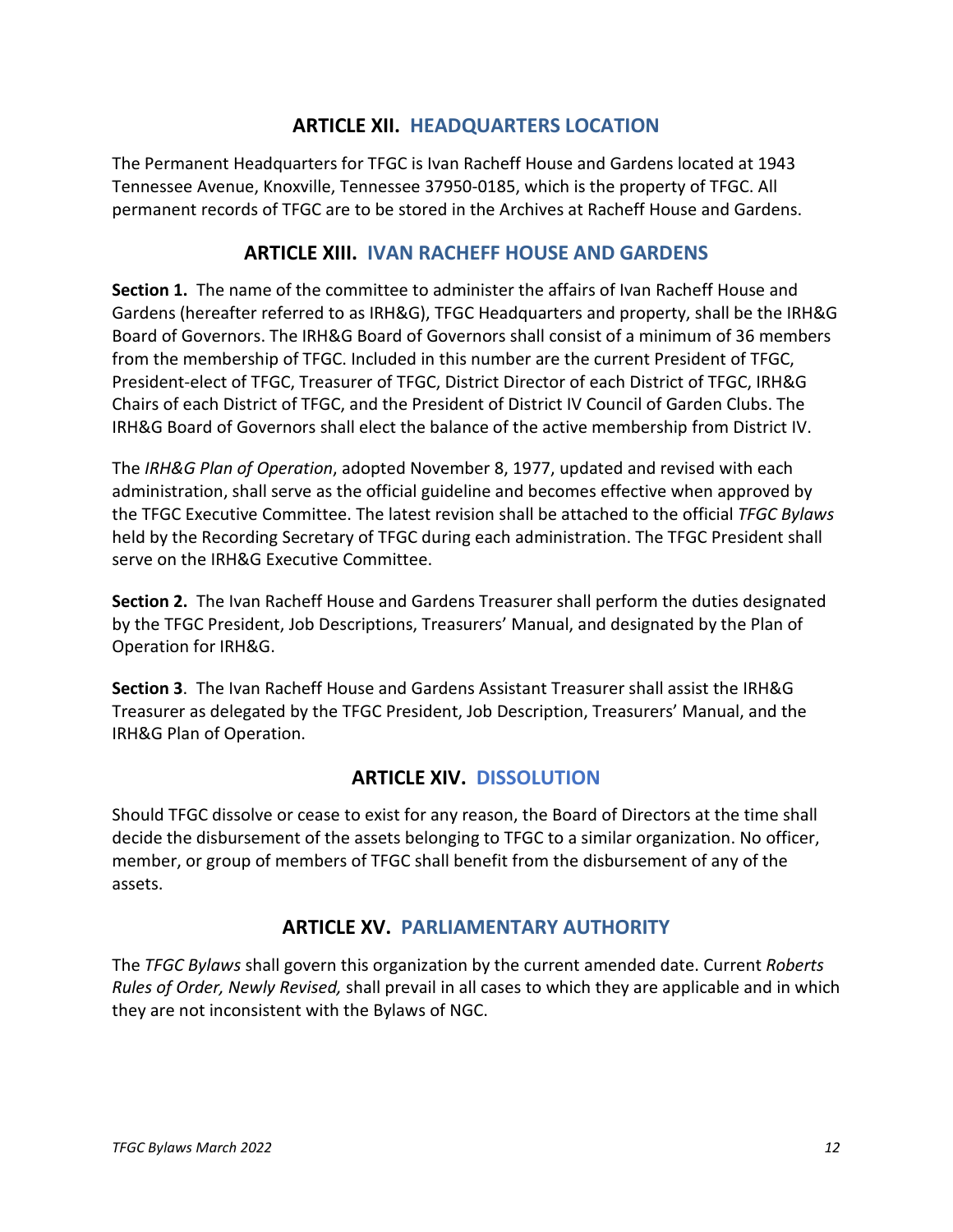## ARTICLE XII. HEADQUARTERS LOCATION

The Permanent Headquarters for TFGC is Ivan Racheff House and Gardens located at 1943 Tennessee Avenue, Knoxville, Tennessee 37950-0185, which is the property of TFGC. All permanent records of TFGC are to be stored in the Archives at Racheff House and Gardens.

## ARTICLE XIII. IVAN RACHEFF HOUSE AND GARDENS

**Section 1.** The name of the committee to administer the affairs of Ivan Racheff House and Gardens (hereafter referred to as IRH&G), TFGC Headquarters and property, shall be the IRH&G Board of Governors. The IRH&G Board of Governors shall consist of a minimum of 36 members from the membership of TFGC. Included in this number are the current President of TFGC, President-elect of TFGC, Treasurer of TFGC, District Director of each District of TFGC, IRH&G Chairs of each District of TFGC, and the President of District IV Council of Garden Clubs. The IRH&G Board of Governors shall elect the balance of the active membership from District IV.

The *IRH&G Plan of Operation*, adopted November 8, 1977, updated and revised with each administration, shall serve as the official guideline and becomes effective when approved by the TFGC Executive Committee. The latest revision shall be attached to the official *TFGC Bylaws* held by the Recording Secretary of TFGC during each administration. The TFGC President shall serve on the IRH&G Executive Committee.

**Section 2.** The Ivan Racheff House and Gardens Treasurer shall perform the duties designated by the TFGC President, Job Descriptions, Treasurers' Manual, and designated by the Plan of Operation for IRH&G.

**Section 3**. The Ivan Racheff House and Gardens Assistant Treasurer shall assist the IRH&G Treasurer as delegated by the TFGC President, Job Description, Treasurers' Manual, and the IRH&G Plan of Operation.

## ARTICLE XIV. DISSOLUTION

Should TFGC dissolve or cease to exist for any reason, the Board of Directors at the time shall decide the disbursement of the assets belonging to TFGC to a similar organization. No officer, member, or group of members of TFGC shall benefit from the disbursement of any of the assets.

## ARTICLE XV. PARLIAMENTARY AUTHORITY

The *TFGC Bylaws* shall govern this organization by the current amended date. Current *Roberts Rules of Order, Newly Revised,* shall prevail in all cases to which they are applicable and in which they are not inconsistent with the Bylaws of NGC.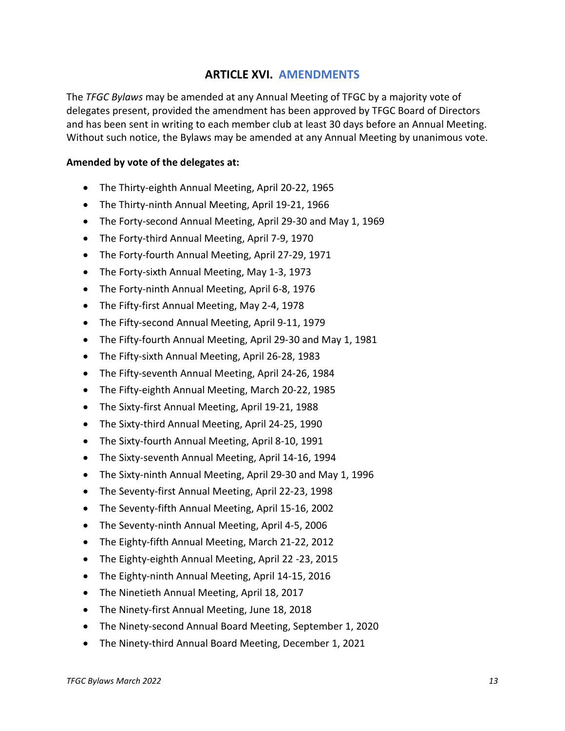## ARTICLE XVI. AMENDMENTS

The *TFGC Bylaws* may be amended at any Annual Meeting of TFGC by a majority vote of delegates present, provided the amendment has been approved by TFGC Board of Directors and has been sent in writing to each member club at least 30 days before an Annual Meeting. Without such notice, the Bylaws may be amended at any Annual Meeting by unanimous vote.

**Amended by vote of the delegates at:**

- The Thirty-eighth Annual Meeting, April 20-22, 1965
- The Thirty-ninth Annual Meeting, April 19-21, 1966
- The Forty-second Annual Meeting, April 29-30 and May 1, 1969
- The Forty-third Annual Meeting, April 7-9, 1970
- The Forty-fourth Annual Meeting, April 27-29, 1971
- The Forty-sixth Annual Meeting, May 1-3, 1973
- The Forty-ninth Annual Meeting, April 6-8, 1976
- The Fifty-first Annual Meeting, May 2-4, 1978
- The Fifty-second Annual Meeting, April 9-11, 1979
- The Fifty-fourth Annual Meeting, April 29-30 and May 1, 1981
- The Fifty-sixth Annual Meeting, April 26-28, 1983
- The Fifty-seventh Annual Meeting, April 24-26, 1984
- The Fifty-eighth Annual Meeting, March 20-22, 1985
- The Sixty-first Annual Meeting, April 19-21, 1988
- The Sixty-third Annual Meeting, April 24-25, 1990
- The Sixty-fourth Annual Meeting, April 8-10, 1991
- The Sixty-seventh Annual Meeting, April 14-16, 1994
- The Sixty-ninth Annual Meeting, April 29-30 and May 1, 1996
- The Seventy-first Annual Meeting, April 22-23, 1998
- The Seventy-fifth Annual Meeting, April 15-16, 2002
- The Seventy-ninth Annual Meeting, April 4-5, 2006
- The Eighty-fifth Annual Meeting, March 21-22, 2012
- The Eighty-eighth Annual Meeting, April 22 -23, 2015
- The Eighty-ninth Annual Meeting, April 14-15, 2016
- The Ninetieth Annual Meeting, April 18, 2017
- The Ninety-first Annual Meeting, June 18, 2018
- The Ninety-second Annual Board Meeting, September 1, 2020
- The Ninety-third Annual Board Meeting, December 1, 2021